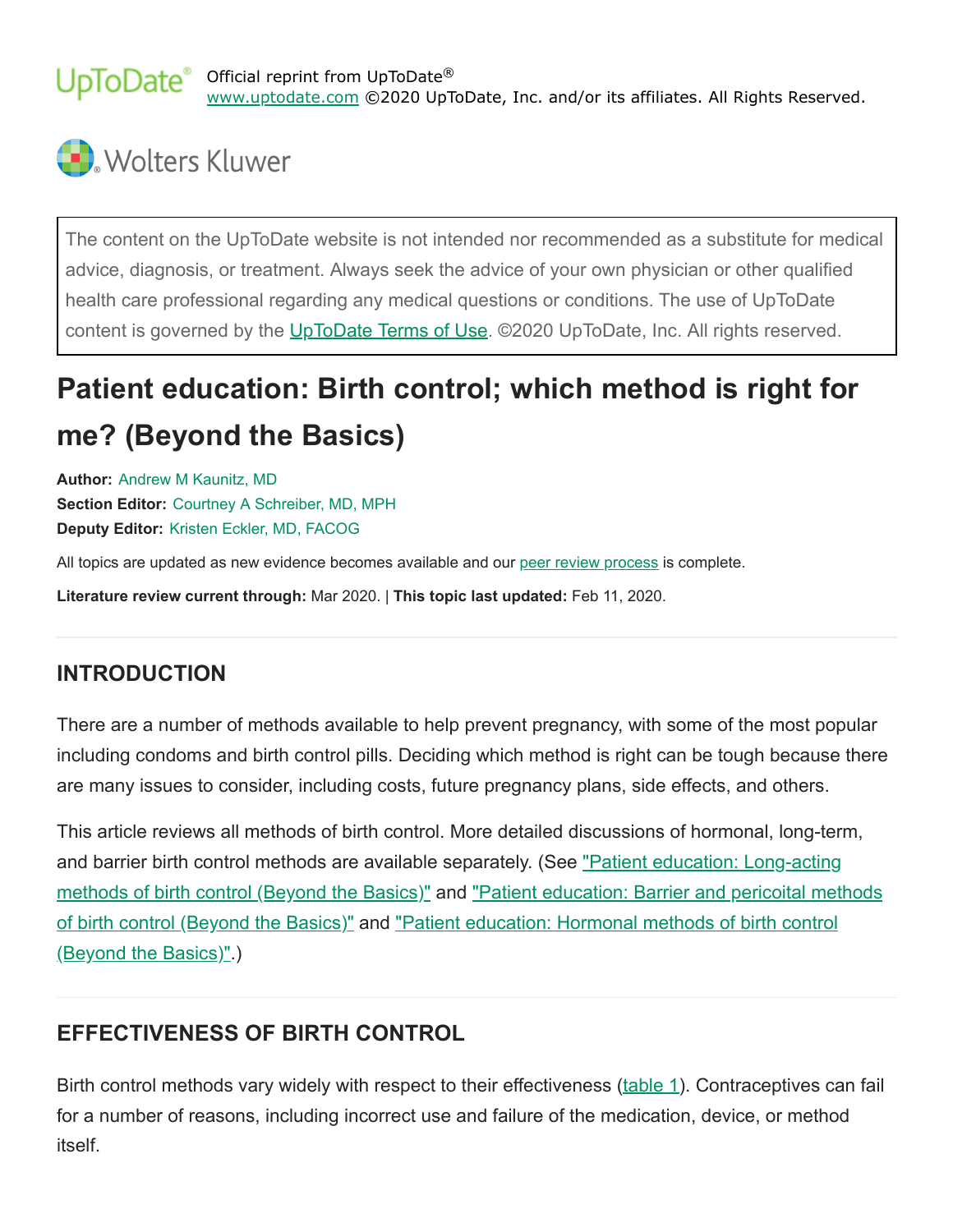Official reprint from UpToDate®
www.uptodate.com ©2020 UpToDate, Inc. and/or its affiliates. All Rights Reserved.

Wolters Kluwer

The content on the UpToDate website is not intended nor recommended as a substitute for medical advice, diagnosis, or treatment. Always seek the advice of your own physician or other qualified health care professional regarding any medical questions or conditions. The use of UpToDate content is governed by the UpToDate Terms of Use. ©2020 UpToDate, Inc. All rights reserved.

# Patient education: Birth control; which method is right for me? (Beyond the Basics)

**Author:** Andrew M Kaunitz, MD
**Section Editor:** Courtney A Schreiber, MD, MPH
**Deputy Editor:** Kristen Eckler, MD, FACOG

All topics are updated as new evidence becomes available and our peer review process is complete.

**Literature review current through:** Mar 2020. | **This topic last updated:** Feb 11, 2020.

## INTRODUCTION

There are a number of methods available to help prevent pregnancy, with some of the most popular including condoms and birth control pills. Deciding which method is right can be tough because there are many issues to consider, including costs, future pregnancy plans, side effects, and others.

This article reviews all methods of birth control. More detailed discussions of hormonal, long-term, and barrier birth control methods are available separately. (See "Patient education: Long-acting methods of birth control (Beyond the Basics)" and "Patient education: Barrier and pericoital methods of birth control (Beyond the Basics)" and "Patient education: Hormonal methods of birth control (Beyond the Basics)".)

## EFFECTIVENESS OF BIRTH CONTROL

Birth control methods vary widely with respect to their effectiveness (table 1). Contraceptives can fail for a number of reasons, including incorrect use and failure of the medication, device, or method itself.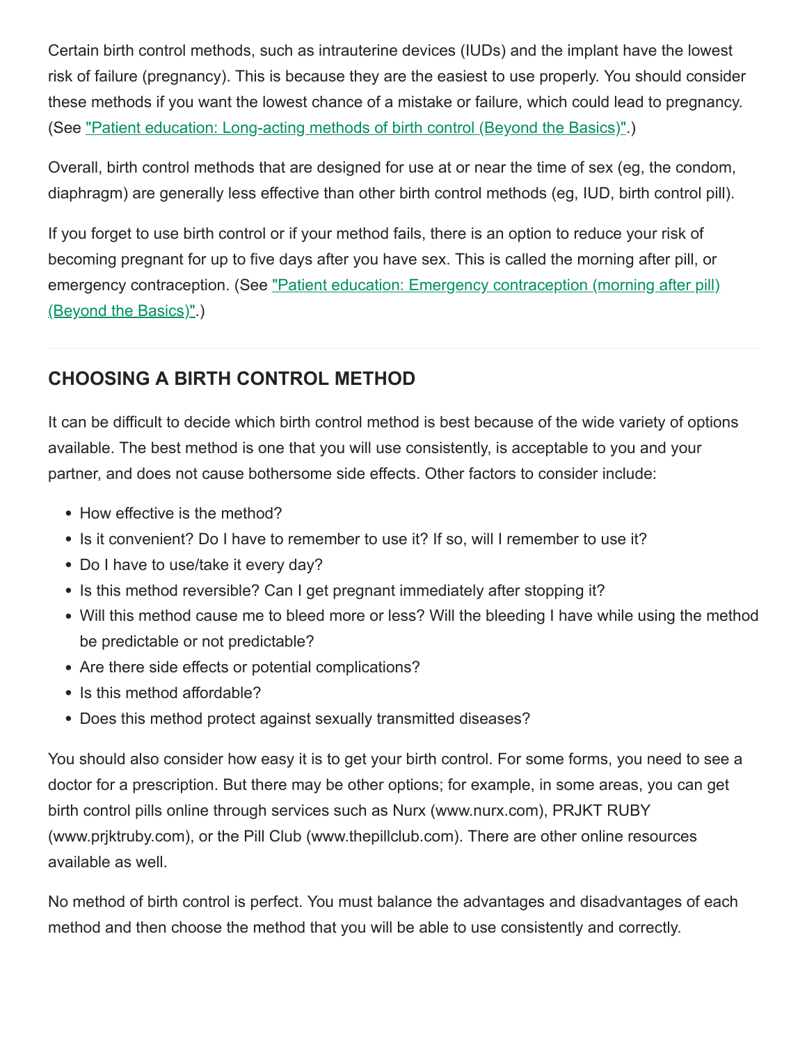Certain birth control methods, such as intrauterine devices (IUDs) and the implant have the lowest risk of failure (pregnancy). This is because they are the easiest to use properly. You should consider these methods if you want the lowest chance of a mistake or failure, which could lead to pregnancy. (See "Patient education: Long-acting methods of birth control (Beyond the Basics)".)

Overall, birth control methods that are designed for use at or near the time of sex (eg, the condom, diaphragm) are generally less effective than other birth control methods (eg, IUD, birth control pill).

If you forget to use birth control or if your method fails, there is an option to reduce your risk of becoming pregnant for up to five days after you have sex. This is called the morning after pill, or emergency contraception. (See "Patient education: Emergency contraception (morning after pill) (Beyond the Basics)".)

## CHOOSING A BIRTH CONTROL METHOD

It can be difficult to decide which birth control method is best because of the wide variety of options available. The best method is one that you will use consistently, is acceptable to you and your partner, and does not cause bothersome side effects. Other factors to consider include:

- How effective is the method?
- Is it convenient? Do I have to remember to use it? If so, will I remember to use it?
- Do I have to use/take it every day?
- Is this method reversible? Can I get pregnant immediately after stopping it?
- Will this method cause me to bleed more or less? Will the bleeding I have while using the method be predictable or not predictable?
- Are there side effects or potential complications?
- Is this method affordable?
- Does this method protect against sexually transmitted diseases?

You should also consider how easy it is to get your birth control. For some forms, you need to see a doctor for a prescription. But there may be other options; for example, in some areas, you can get birth control pills online through services such as Nurx (www.nurx.com), PRJKT RUBY (www.prjktruby.com), or the Pill Club (www.thepillclub.com). There are other online resources available as well.

No method of birth control is perfect. You must balance the advantages and disadvantages of each method and then choose the method that you will be able to use consistently and correctly.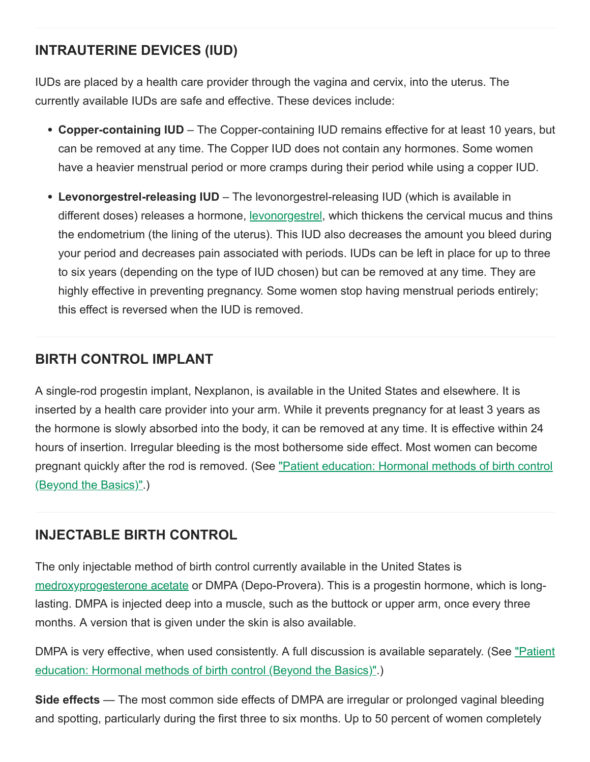## INTRAUTERINE DEVICES (IUD)

IUDs are placed by a health care provider through the vagina and cervix, into the uterus. The currently available IUDs are safe and effective. These devices include:

- **Copper-containing IUD** – The Copper-containing IUD remains effective for at least 10 years, but can be removed at any time. The Copper IUD does not contain any hormones. Some women have a heavier menstrual period or more cramps during their period while using a copper IUD.

- **Levonorgestrel-releasing IUD** – The levonorgestrel-releasing IUD (which is available in different doses) releases a hormone, levonorgestrel, which thickens the cervical mucus and thins the endometrium (the lining of the uterus). This IUD also decreases the amount you bleed during your period and decreases pain associated with periods. IUDs can be left in place for up to three to six years (depending on the type of IUD chosen) but can be removed at any time. They are highly effective in preventing pregnancy. Some women stop having menstrual periods entirely; this effect is reversed when the IUD is removed.

## BIRTH CONTROL IMPLANT

A single-rod progestin implant, Nexplanon, is available in the United States and elsewhere. It is inserted by a health care provider into your arm. While it prevents pregnancy for at least 3 years as the hormone is slowly absorbed into the body, it can be removed at any time. It is effective within 24 hours of insertion. Irregular bleeding is the most bothersome side effect. Most women can become pregnant quickly after the rod is removed. (See "Patient education: Hormonal methods of birth control (Beyond the Basics)".)

## INJECTABLE BIRTH CONTROL

The only injectable method of birth control currently available in the United States is medroxyprogesterone acetate or DMPA (Depo-Provera). This is a progestin hormone, which is long-lasting. DMPA is injected deep into a muscle, such as the buttock or upper arm, once every three months. A version that is given under the skin is also available.

DMPA is very effective, when used consistently. A full discussion is available separately. (See "Patient education: Hormonal methods of birth control (Beyond the Basics)".)

**Side effects** — The most common side effects of DMPA are irregular or prolonged vaginal bleeding and spotting, particularly during the first three to six months. Up to 50 percent of women completely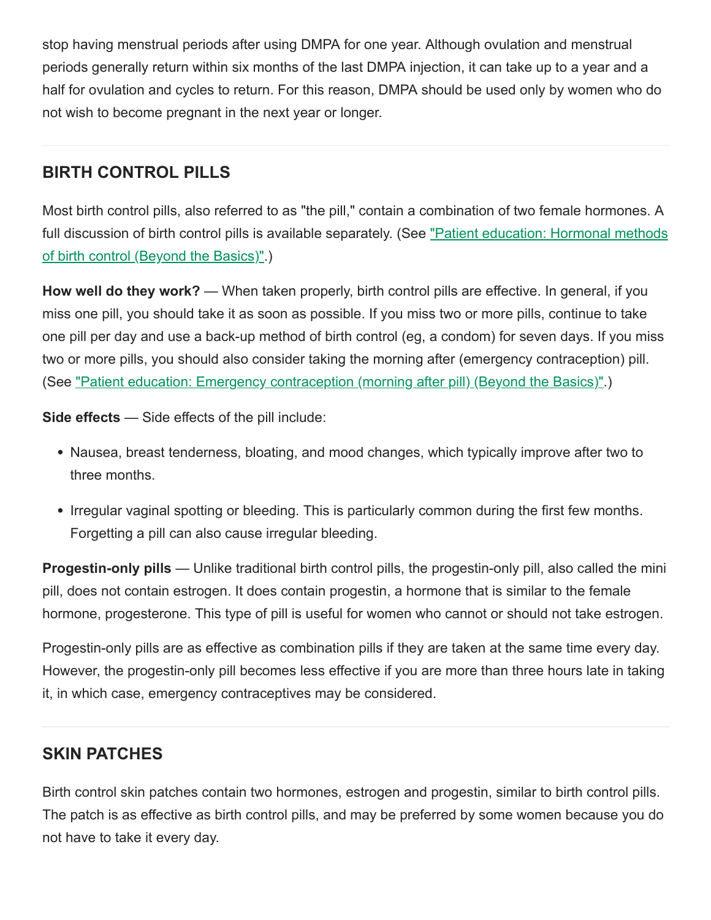stop having menstrual periods after using DMPA for one year. Although ovulation and menstrual periods generally return within six months of the last DMPA injection, it can take up to a year and a half for ovulation and cycles to return. For this reason, DMPA should be used only by women who do not wish to become pregnant in the next year or longer.

## BIRTH CONTROL PILLS

Most birth control pills, also referred to as "the pill," contain a combination of two female hormones. A full discussion of birth control pills is available separately. (See "Patient education: Hormonal methods of birth control (Beyond the Basics)".)

**How well do they work?** — When taken properly, birth control pills are effective. In general, if you miss one pill, you should take it as soon as possible. If you miss two or more pills, continue to take one pill per day and use a back-up method of birth control (eg, a condom) for seven days. If you miss two or more pills, you should also consider taking the morning after (emergency contraception) pill. (See "Patient education: Emergency contraception (morning after pill) (Beyond the Basics)".)

**Side effects** — Side effects of the pill include:

- Nausea, breast tenderness, bloating, and mood changes, which typically improve after two to three months.
- Irregular vaginal spotting or bleeding. This is particularly common during the first few months. Forgetting a pill can also cause irregular bleeding.

**Progestin-only pills** — Unlike traditional birth control pills, the progestin-only pill, also called the mini pill, does not contain estrogen. It does contain progestin, a hormone that is similar to the female hormone, progesterone. This type of pill is useful for women who cannot or should not take estrogen.

Progestin-only pills are as effective as combination pills if they are taken at the same time every day. However, the progestin-only pill becomes less effective if you are more than three hours late in taking it, in which case, emergency contraceptives may be considered.

## SKIN PATCHES

Birth control skin patches contain two hormones, estrogen and progestin, similar to birth control pills. The patch is as effective as birth control pills, and may be preferred by some women because you do not have to take it every day.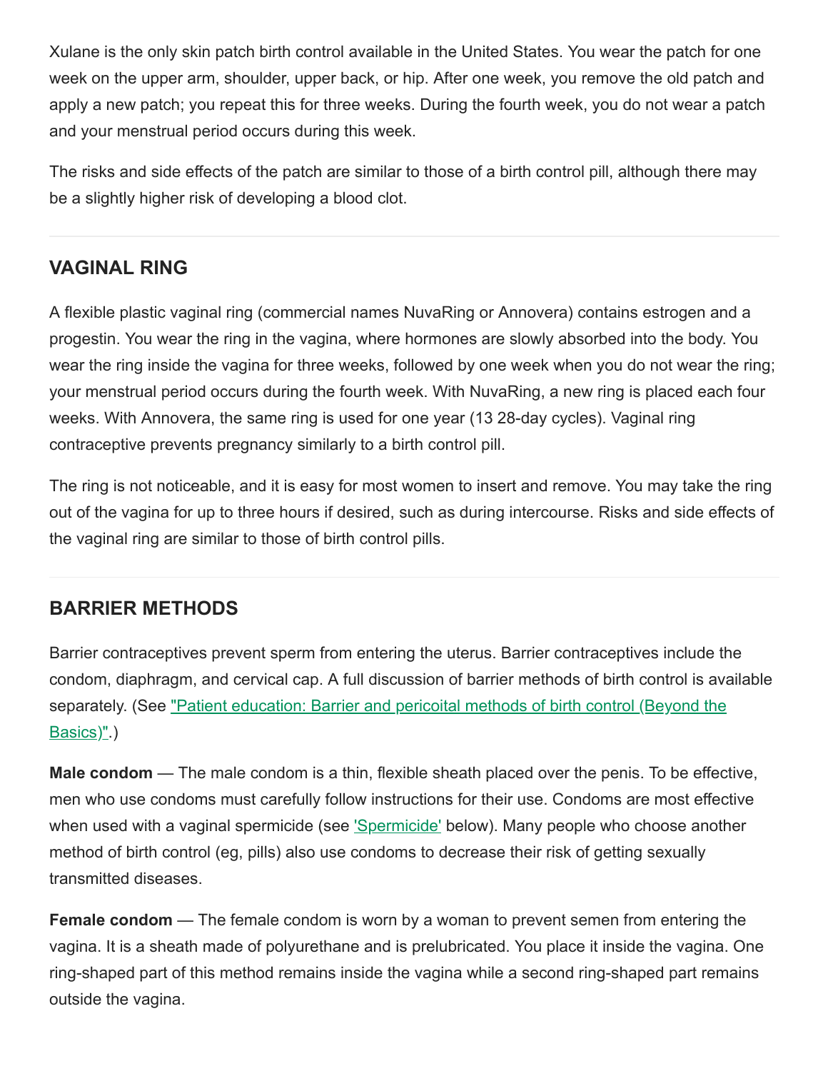Xulane is the only skin patch birth control available in the United States. You wear the patch for one week on the upper arm, shoulder, upper back, or hip. After one week, you remove the old patch and apply a new patch; you repeat this for three weeks. During the fourth week, you do not wear a patch and your menstrual period occurs during this week.

The risks and side effects of the patch are similar to those of a birth control pill, although there may be a slightly higher risk of developing a blood clot.

## VAGINAL RING

A flexible plastic vaginal ring (commercial names NuvaRing or Annovera) contains estrogen and a progestin. You wear the ring in the vagina, where hormones are slowly absorbed into the body. You wear the ring inside the vagina for three weeks, followed by one week when you do not wear the ring; your menstrual period occurs during the fourth week. With NuvaRing, a new ring is placed each four weeks. With Annovera, the same ring is used for one year (13 28-day cycles). Vaginal ring contraceptive prevents pregnancy similarly to a birth control pill.

The ring is not noticeable, and it is easy for most women to insert and remove. You may take the ring out of the vagina for up to three hours if desired, such as during intercourse. Risks and side effects of the vaginal ring are similar to those of birth control pills.

## BARRIER METHODS

Barrier contraceptives prevent sperm from entering the uterus. Barrier contraceptives include the condom, diaphragm, and cervical cap. A full discussion of barrier methods of birth control is available separately. (See "Patient education: Barrier and pericoital methods of birth control (Beyond the Basics)".)

**Male condom** — The male condom is a thin, flexible sheath placed over the penis. To be effective, men who use condoms must carefully follow instructions for their use. Condoms are most effective when used with a vaginal spermicide (see 'Spermicide' below). Many people who choose another method of birth control (eg, pills) also use condoms to decrease their risk of getting sexually transmitted diseases.

**Female condom** — The female condom is worn by a woman to prevent semen from entering the vagina. It is a sheath made of polyurethane and is prelubricated. You place it inside the vagina. One ring-shaped part of this method remains inside the vagina while a second ring-shaped part remains outside the vagina.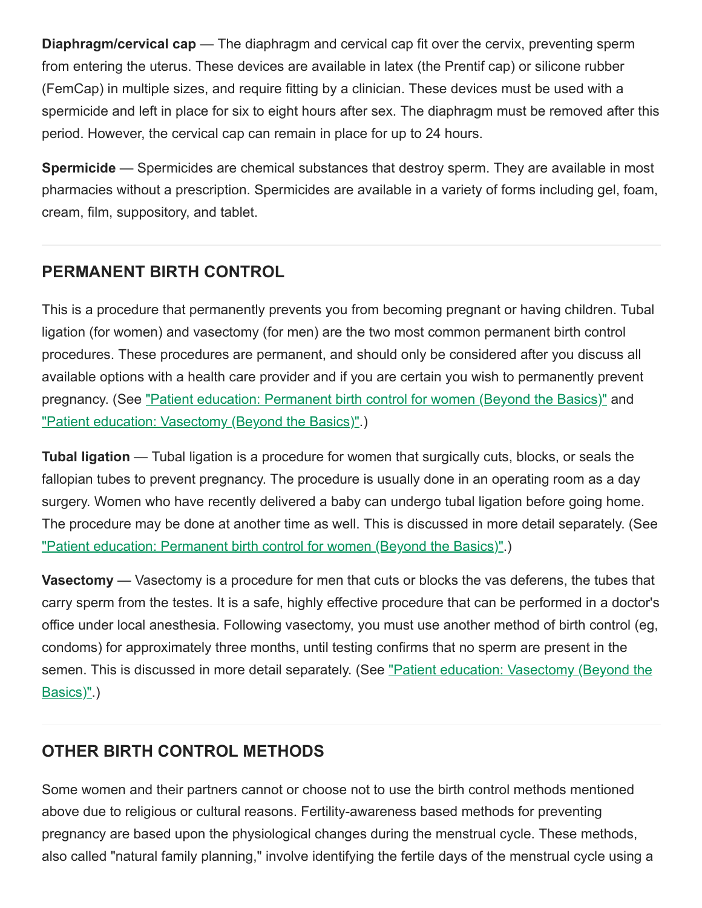**Diaphragm/cervical cap** — The diaphragm and cervical cap fit over the cervix, preventing sperm from entering the uterus. These devices are available in latex (the Prentif cap) or silicone rubber (FemCap) in multiple sizes, and require fitting by a clinician. These devices must be used with a spermicide and left in place for six to eight hours after sex. The diaphragm must be removed after this period. However, the cervical cap can remain in place for up to 24 hours.

**Spermicide** — Spermicides are chemical substances that destroy sperm. They are available in most pharmacies without a prescription. Spermicides are available in a variety of forms including gel, foam, cream, film, suppository, and tablet.

## PERMANENT BIRTH CONTROL

This is a procedure that permanently prevents you from becoming pregnant or having children. Tubal ligation (for women) and vasectomy (for men) are the two most common permanent birth control procedures. These procedures are permanent, and should only be considered after you discuss all available options with a health care provider and if you are certain you wish to permanently prevent pregnancy. (See "Patient education: Permanent birth control for women (Beyond the Basics)" and "Patient education: Vasectomy (Beyond the Basics)".)

**Tubal ligation** — Tubal ligation is a procedure for women that surgically cuts, blocks, or seals the fallopian tubes to prevent pregnancy. The procedure is usually done in an operating room as a day surgery. Women who have recently delivered a baby can undergo tubal ligation before going home. The procedure may be done at another time as well. This is discussed in more detail separately. (See "Patient education: Permanent birth control for women (Beyond the Basics)".)

**Vasectomy** — Vasectomy is a procedure for men that cuts or blocks the vas deferens, the tubes that carry sperm from the testes. It is a safe, highly effective procedure that can be performed in a doctor's office under local anesthesia. Following vasectomy, you must use another method of birth control (eg, condoms) for approximately three months, until testing confirms that no sperm are present in the semen. This is discussed in more detail separately. (See "Patient education: Vasectomy (Beyond the Basics)".)

## OTHER BIRTH CONTROL METHODS

Some women and their partners cannot or choose not to use the birth control methods mentioned above due to religious or cultural reasons. Fertility-awareness based methods for preventing pregnancy are based upon the physiological changes during the menstrual cycle. These methods, also called "natural family planning," involve identifying the fertile days of the menstrual cycle using a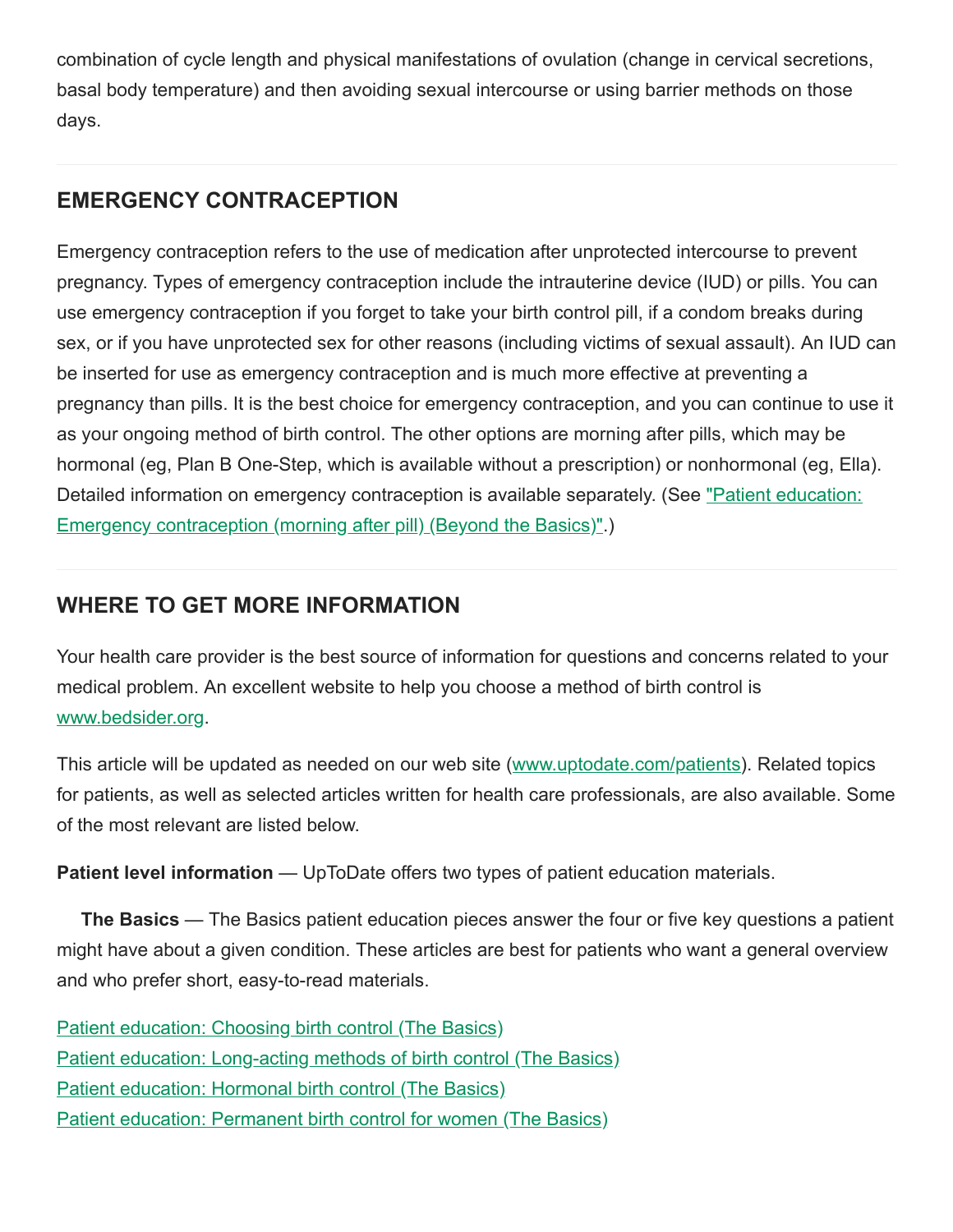combination of cycle length and physical manifestations of ovulation (change in cervical secretions, basal body temperature) and then avoiding sexual intercourse or using barrier methods on those days.

## EMERGENCY CONTRACEPTION

Emergency contraception refers to the use of medication after unprotected intercourse to prevent pregnancy. Types of emergency contraception include the intrauterine device (IUD) or pills. You can use emergency contraception if you forget to take your birth control pill, if a condom breaks during sex, or if you have unprotected sex for other reasons (including victims of sexual assault). An IUD can be inserted for use as emergency contraception and is much more effective at preventing a pregnancy than pills. It is the best choice for emergency contraception, and you can continue to use it as your ongoing method of birth control. The other options are morning after pills, which may be hormonal (eg, Plan B One-Step, which is available without a prescription) or nonhormonal (eg, Ella). Detailed information on emergency contraception is available separately. (See "Patient education: Emergency contraception (morning after pill) (Beyond the Basics)".)

## WHERE TO GET MORE INFORMATION

Your health care provider is the best source of information for questions and concerns related to your medical problem. An excellent website to help you choose a method of birth control is www.bedsider.org.

This article will be updated as needed on our web site (www.uptodate.com/patients). Related topics for patients, as well as selected articles written for health care professionals, are also available. Some of the most relevant are listed below.

**Patient level information** — UpToDate offers two types of patient education materials.

**The Basics** — The Basics patient education pieces answer the four or five key questions a patient might have about a given condition. These articles are best for patients who want a general overview and who prefer short, easy-to-read materials.

Patient education: Choosing birth control (The Basics)
Patient education: Long-acting methods of birth control (The Basics)
Patient education: Hormonal birth control (The Basics)
Patient education: Permanent birth control for women (The Basics)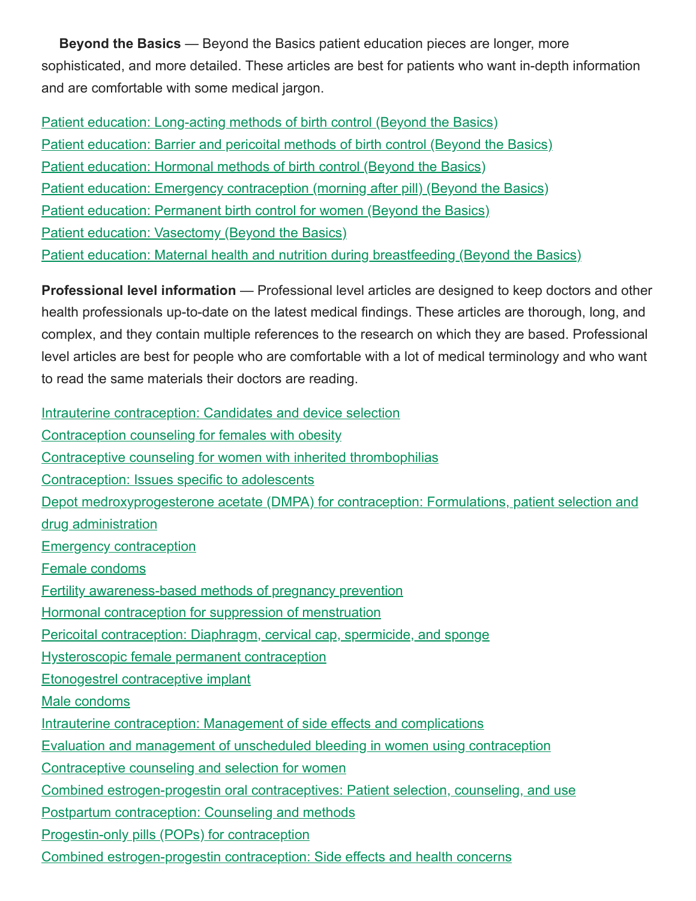**Beyond the Basics** — Beyond the Basics patient education pieces are longer, more sophisticated, and more detailed. These articles are best for patients who want in-depth information and are comfortable with some medical jargon.

Patient education: Long-acting methods of birth control (Beyond the Basics)
Patient education: Barrier and pericoital methods of birth control (Beyond the Basics)
Patient education: Hormonal methods of birth control (Beyond the Basics)
Patient education: Emergency contraception (morning after pill) (Beyond the Basics)
Patient education: Permanent birth control for women (Beyond the Basics)
Patient education: Vasectomy (Beyond the Basics)
Patient education: Maternal health and nutrition during breastfeeding (Beyond the Basics)

**Professional level information** — Professional level articles are designed to keep doctors and other health professionals up-to-date on the latest medical findings. These articles are thorough, long, and complex, and they contain multiple references to the research on which they are based. Professional level articles are best for people who are comfortable with a lot of medical terminology and who want to read the same materials their doctors are reading.

Intrauterine contraception: Candidates and device selection
Contraception counseling for females with obesity
Contraceptive counseling for women with inherited thrombophilias
Contraception: Issues specific to adolescents
Depot medroxyprogesterone acetate (DMPA) for contraception: Formulations, patient selection and drug administration
Emergency contraception
Female condoms
Fertility awareness-based methods of pregnancy prevention
Hormonal contraception for suppression of menstruation
Pericoital contraception: Diaphragm, cervical cap, spermicide, and sponge
Hysteroscopic female permanent contraception
Etonogestrel contraceptive implant
Male condoms
Intrauterine contraception: Management of side effects and complications
Evaluation and management of unscheduled bleeding in women using contraception
Contraceptive counseling and selection for women
Combined estrogen-progestin oral contraceptives: Patient selection, counseling, and use
Postpartum contraception: Counseling and methods
Progestin-only pills (POPs) for contraception
Combined estrogen-progestin contraception: Side effects and health concerns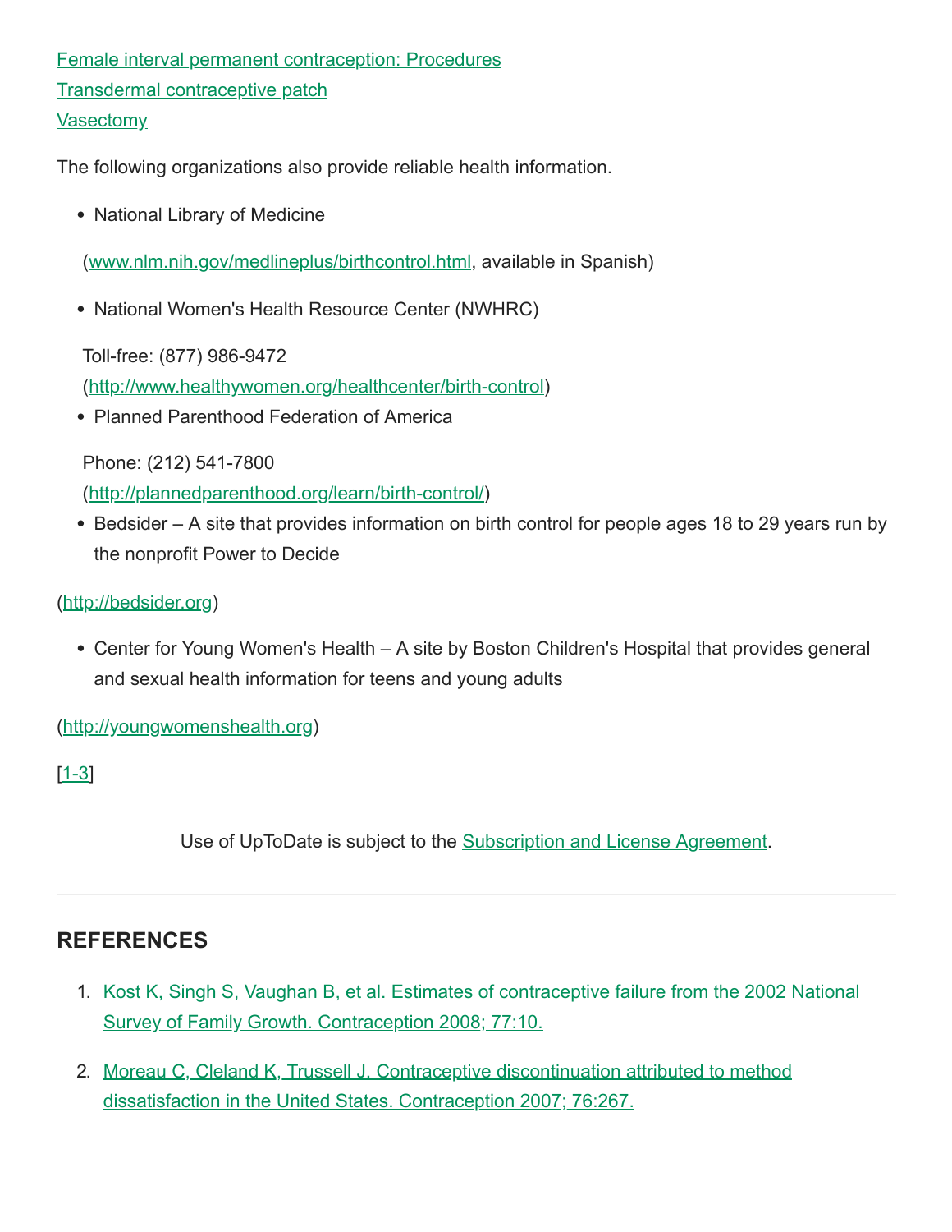Female interval permanent contraception: Procedures

Transdermal contraceptive patch

Vasectomy

The following organizations also provide reliable health information.

- National Library of Medicine

(www.nlm.nih.gov/medlineplus/birthcontrol.html, available in Spanish)

- National Women's Health Resource Center (NWHRC)

Toll-free: (877) 986-9472

(http://www.healthywomen.org/healthcenter/birth-control)

- Planned Parenthood Federation of America

Phone: (212) 541-7800

(http://plannedparenthood.org/learn/birth-control/)

- Bedsider – A site that provides information on birth control for people ages 18 to 29 years run by the nonprofit Power to Decide

(http://bedsider.org)

- Center for Young Women's Health – A site by Boston Children's Hospital that provides general and sexual health information for teens and young adults

(http://youngwomenshealth.org)

[1-3]

Use of UpToDate is subject to the Subscription and License Agreement.

## REFERENCES

1. Kost K, Singh S, Vaughan B, et al. Estimates of contraceptive failure from the 2002 National Survey of Family Growth. Contraception 2008; 77:10.
2. Moreau C, Cleland K, Trussell J. Contraceptive discontinuation attributed to method dissatisfaction in the United States. Contraception 2007; 76:267.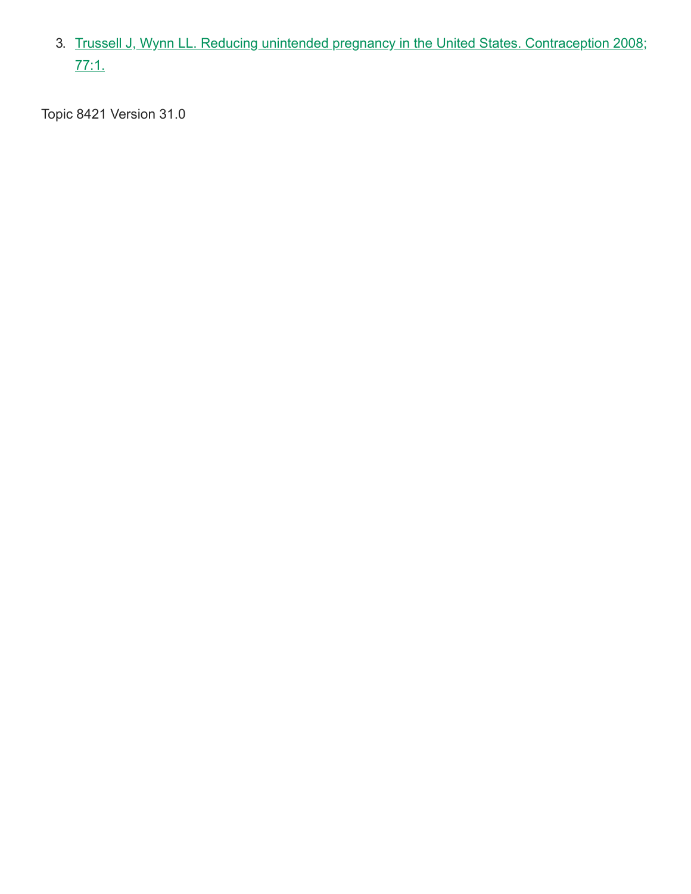3. Trussell J, Wynn LL. Reducing unintended pregnancy in the United States. Contraception 2008; 77:1.

Topic 8421 Version 31.0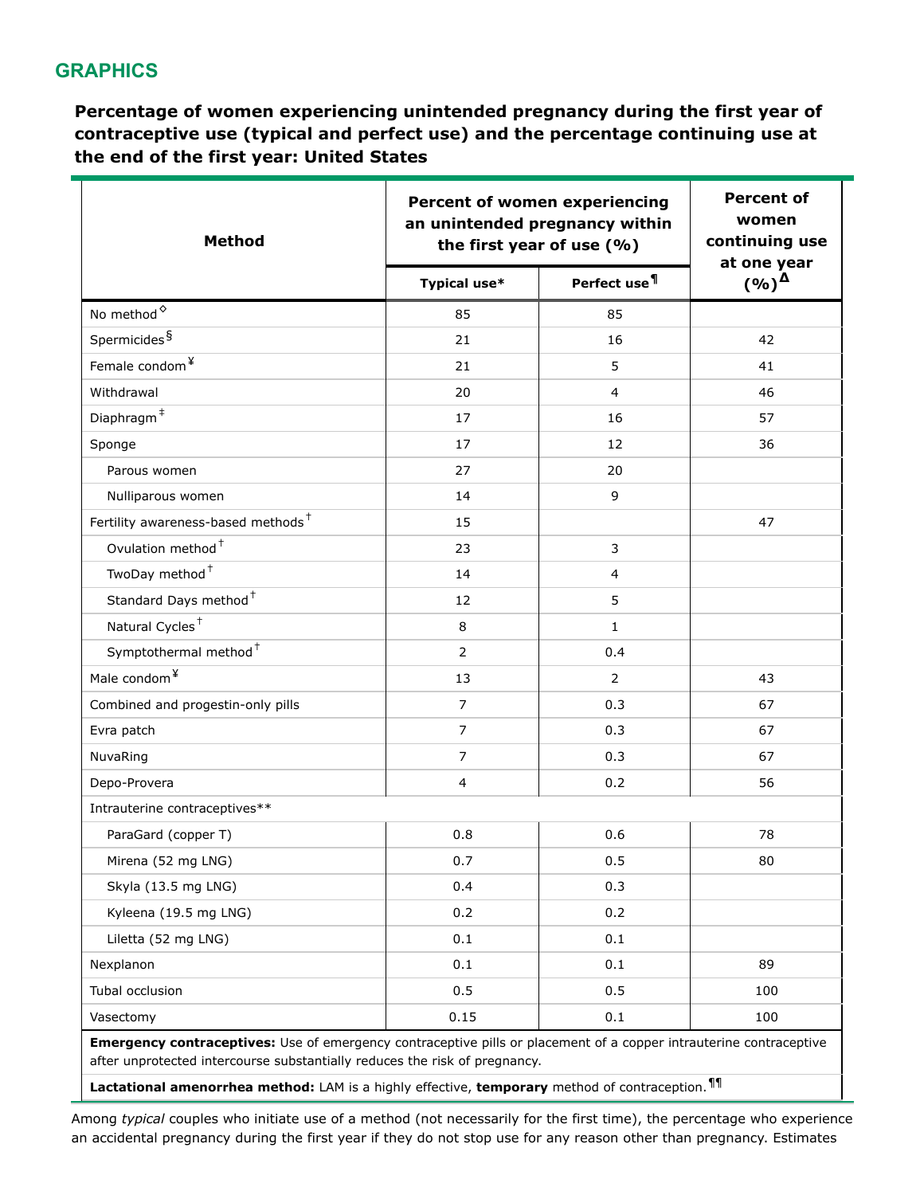## GRAPHICS

**Percentage of women experiencing unintended pregnancy during the first year of contraceptive use (typical and perfect use) and the percentage continuing use at the end of the first year: United States**

| Method | Percent of women experiencing an unintended pregnancy within the first year of use (%) | | Percent of women continuing use at one year (%)[Δ] |
|---|---|---|---|
| | Typical use* | Perfect use[¶] | |
| No method[◊] | 85 | 85 | |
| Spermicides[§] | 21 | 16 | 42 |
| Female condom[¥] | 21 | 5 | 41 |
| Withdrawal | 20 | 4 | 46 |
| Diaphragm[‡] | 17 | 16 | 57 |
| Sponge | 17 | 12 | 36 |
| Parous women | 27 | 20 | |
| Nulliparous women | 14 | 9 | |
| Fertility awareness-based methods[†] | 15 | | 47 |
| Ovulation method[†] | 23 | 3 | |
| TwoDay method[†] | 14 | 4 | |
| Standard Days method[†] | 12 | 5 | |
| Natural Cycles[†] | 8 | 1 | |
| Symptothermal method[†] | 2 | 0.4 | |
| Male condom[¥] | 13 | 2 | 43 |
| Combined and progestin-only pills | 7 | 0.3 | 67 |
| Evra patch | 7 | 0.3 | 67 |
| NuvaRing | 7 | 0.3 | 67 |
| Depo-Provera | 4 | 0.2 | 56 |
| Intrauterine contraceptives** | | | |
| ParaGard (copper T) | 0.8 | 0.6 | 78 |
| Mirena (52 mg LNG) | 0.7 | 0.5 | 80 |
| Skyla (13.5 mg LNG) | 0.4 | 0.3 | |
| Kyleena (19.5 mg LNG) | 0.2 | 0.2 | |
| Liletta (52 mg LNG) | 0.1 | 0.1 | |
| Nexplanon | 0.1 | 0.1 | 89 |
| Tubal occlusion | 0.5 | 0.5 | 100 |
| Vasectomy | 0.15 | 0.1 | 100 |

**Emergency contraceptives:** Use of emergency contraceptive pills or placement of a copper intrauterine contraceptive after unprotected intercourse substantially reduces the risk of pregnancy.

**Lactational amenorrhea method:** LAM is a highly effective, **temporary** method of contraception.[¶¶]

Among *typical* couples who initiate use of a method (not necessarily for the first time), the percentage who experience an accidental pregnancy during the first year if they do not stop use for any reason other than pregnancy. Estimates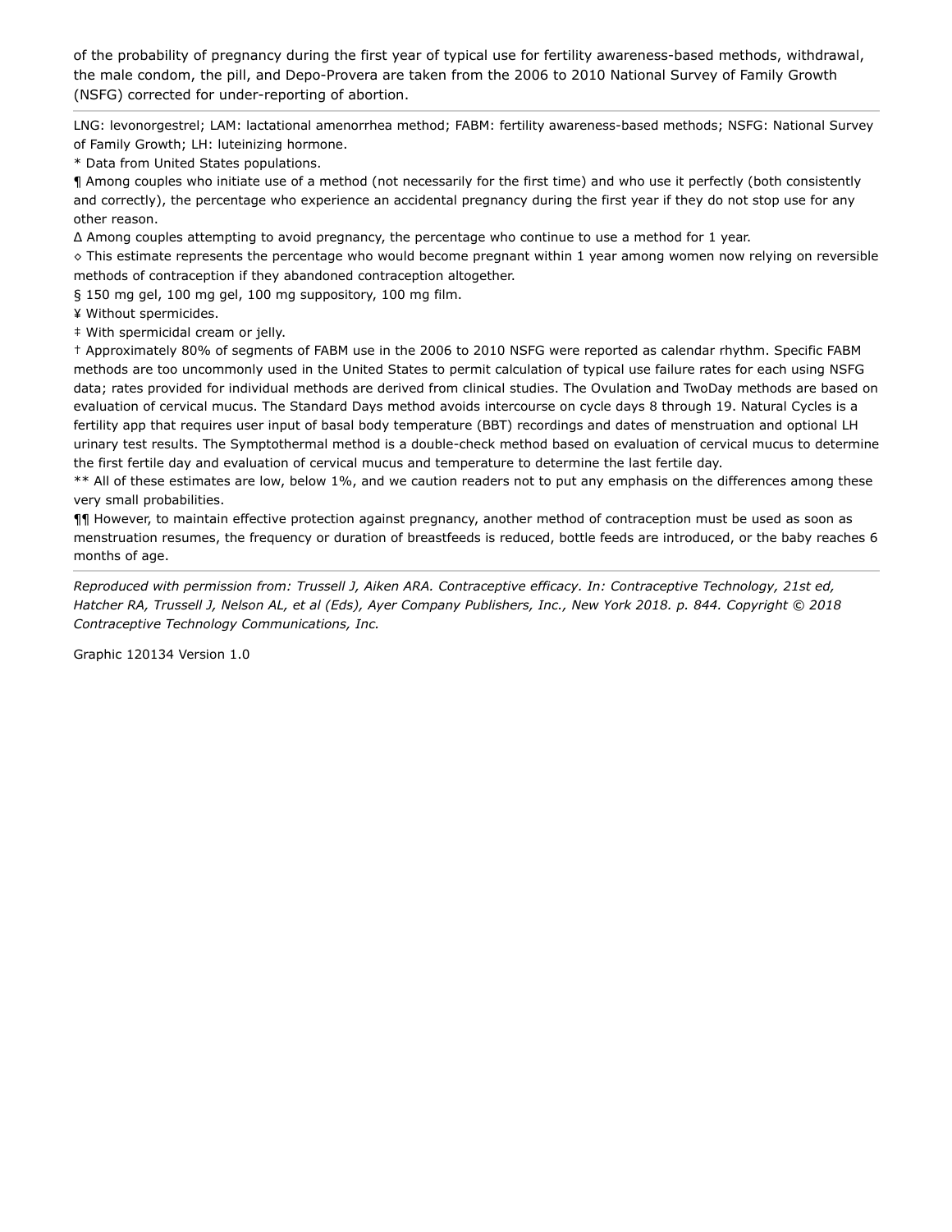of the probability of pregnancy during the first year of typical use for fertility awareness-based methods, withdrawal, the male condom, the pill, and Depo-Provera are taken from the 2006 to 2010 National Survey of Family Growth (NSFG) corrected for under-reporting of abortion.

---

LNG: levonorgestrel; LAM: lactational amenorrhea method; FABM: fertility awareness-based methods; NSFG: National Survey of Family Growth; LH: luteinizing hormone.

* Data from United States populations.

¶ Among couples who initiate use of a method (not necessarily for the first time) and who use it perfectly (both consistently and correctly), the percentage who experience an accidental pregnancy during the first year if they do not stop use for any other reason.

Δ Among couples attempting to avoid pregnancy, the percentage who continue to use a method for 1 year.

◊ This estimate represents the percentage who would become pregnant within 1 year among women now relying on reversible methods of contraception if they abandoned contraception altogether.

§ 150 mg gel, 100 mg gel, 100 mg suppository, 100 mg film.

¥ Without spermicides.

‡ With spermicidal cream or jelly.

† Approximately 80% of segments of FABM use in the 2006 to 2010 NSFG were reported as calendar rhythm. Specific FABM methods are too uncommonly used in the United States to permit calculation of typical use failure rates for each using NSFG data; rates provided for individual methods are derived from clinical studies. The Ovulation and TwoDay methods are based on evaluation of cervical mucus. The Standard Days method avoids intercourse on cycle days 8 through 19. Natural Cycles is a fertility app that requires user input of basal body temperature (BBT) recordings and dates of menstruation and optional LH urinary test results. The Symptothermal method is a double-check method based on evaluation of cervical mucus to determine the first fertile day and evaluation of cervical mucus and temperature to determine the last fertile day.

** All of these estimates are low, below 1%, and we caution readers not to put any emphasis on the differences among these very small probabilities.

¶¶ However, to maintain effective protection against pregnancy, another method of contraception must be used as soon as menstruation resumes, the frequency or duration of breastfeeds is reduced, bottle feeds are introduced, or the baby reaches 6 months of age.

---

*Reproduced with permission from: Trussell J, Aiken ARA. Contraceptive efficacy. In: Contraceptive Technology, 21st ed, Hatcher RA, Trussell J, Nelson AL, et al (Eds), Ayer Company Publishers, Inc., New York 2018. p. 844. Copyright © 2018 Contraceptive Technology Communications, Inc.*

Graphic 120134 Version 1.0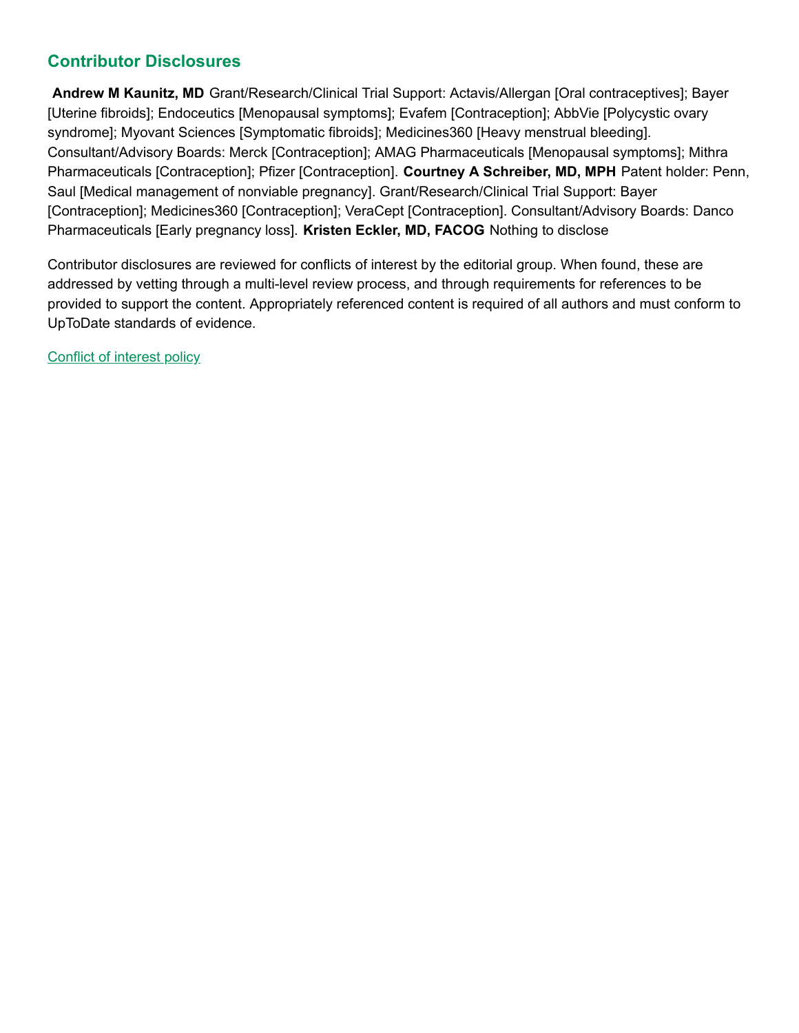## Contributor Disclosures

**Andrew M Kaunitz, MD** Grant/Research/Clinical Trial Support: Actavis/Allergan [Oral contraceptives]; Bayer [Uterine fibroids]; Endoceutics [Menopausal symptoms]; Evafem [Contraception]; AbbVie [Polycystic ovary syndrome]; Myovant Sciences [Symptomatic fibroids]; Medicines360 [Heavy menstrual bleeding]. Consultant/Advisory Boards: Merck [Contraception]; AMAG Pharmaceuticals [Menopausal symptoms]; Mithra Pharmaceuticals [Contraception]; Pfizer [Contraception]. **Courtney A Schreiber, MD, MPH** Patent holder: Penn, Saul [Medical management of nonviable pregnancy]. Grant/Research/Clinical Trial Support: Bayer [Contraception]; Medicines360 [Contraception]; VeraCept [Contraception]. Consultant/Advisory Boards: Danco Pharmaceuticals [Early pregnancy loss]. **Kristen Eckler, MD, FACOG** Nothing to disclose

Contributor disclosures are reviewed for conflicts of interest by the editorial group. When found, these are addressed by vetting through a multi-level review process, and through requirements for references to be provided to support the content. Appropriately referenced content is required of all authors and must conform to UpToDate standards of evidence.

Conflict of interest policy